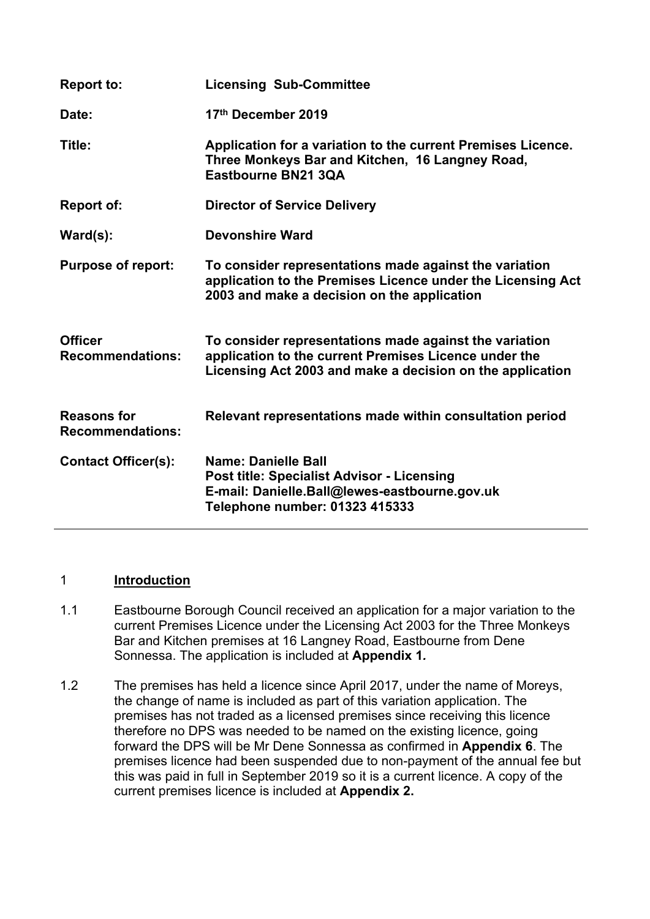| | |
|---|---|
| **Report to:** | **Licensing Sub-Committee** |
| **Date:** | **17th December 2019** |
| **Title:** | **Application for a variation to the current Premises Licence. Three Monkeys Bar and Kitchen, 16 Langney Road, Eastbourne BN21 3QA** |
| **Report of:** | **Director of Service Delivery** |
| **Ward(s):** | **Devonshire Ward** |
| **Purpose of report:** | **To consider representations made against the variation application to the Premises Licence under the Licensing Act 2003 and make a decision on the application** |
| **Officer Recommendations:** | **To consider representations made against the variation application to the current Premises Licence under the Licensing Act 2003 and make a decision on the application** |
| **Reasons for Recommendations:** | **Relevant representations made within consultation period** |
| **Contact Officer(s):** | **Name: Danielle Ball**<br>**Post title: Specialist Advisor - Licensing**<br>**E-mail: Danielle.Ball@lewes-eastbourne.gov.uk**<br>**Telephone number: 01323 415333** |

## 1 Introduction

1.1 Eastbourne Borough Council received an application for a major variation to the current Premises Licence under the Licensing Act 2003 for the Three Monkeys Bar and Kitchen premises at 16 Langney Road, Eastbourne from Dene Sonnessa. The application is included at **Appendix 1.**

1.2 The premises has held a licence since April 2017, under the name of Moreys, the change of name is included as part of this variation application. The premises has not traded as a licensed premises since receiving this licence therefore no DPS was needed to be named on the existing licence, going forward the DPS will be Mr Dene Sonnessa as confirmed in **Appendix 6**. The premises licence had been suspended due to non-payment of the annual fee but this was paid in full in September 2019 so it is a current licence. A copy of the current premises licence is included at **Appendix 2.**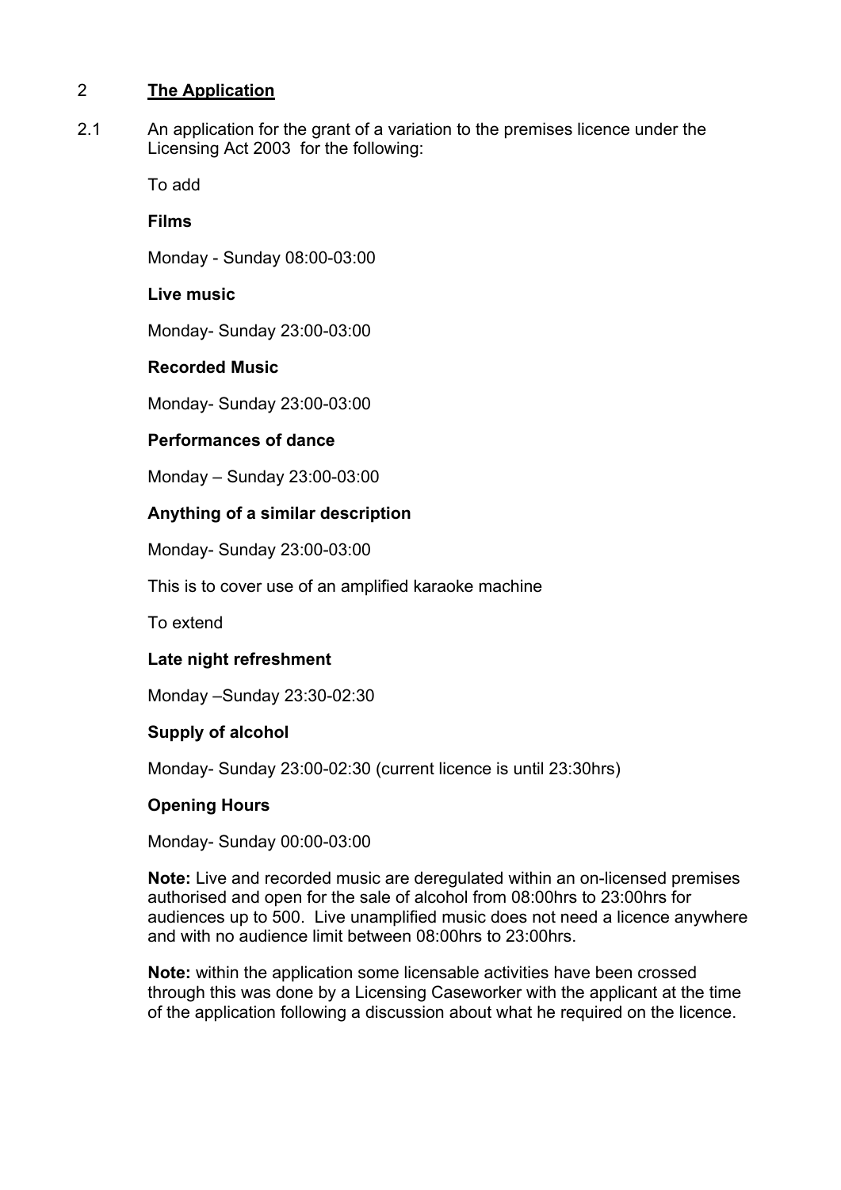## 2 **The Application**

2.1 An application for the grant of a variation to the premises licence under the Licensing Act 2003 for the following:

To add

**Films**

Monday - Sunday 08:00-03:00

**Live music**

Monday- Sunday 23:00-03:00

**Recorded Music**

Monday- Sunday 23:00-03:00

**Performances of dance**

Monday – Sunday 23:00-03:00

**Anything of a similar description**

Monday- Sunday 23:00-03:00

This is to cover use of an amplified karaoke machine

To extend

**Late night refreshment**

Monday –Sunday 23:30-02:30

**Supply of alcohol**

Monday- Sunday 23:00-02:30 (current licence is until 23:30hrs)

**Opening Hours**

Monday- Sunday 00:00-03:00

**Note:** Live and recorded music are deregulated within an on-licensed premises authorised and open for the sale of alcohol from 08:00hrs to 23:00hrs for audiences up to 500. Live unamplified music does not need a licence anywhere and with no audience limit between 08:00hrs to 23:00hrs.

**Note:** within the application some licensable activities have been crossed through this was done by a Licensing Caseworker with the applicant at the time of the application following a discussion about what he required on the licence.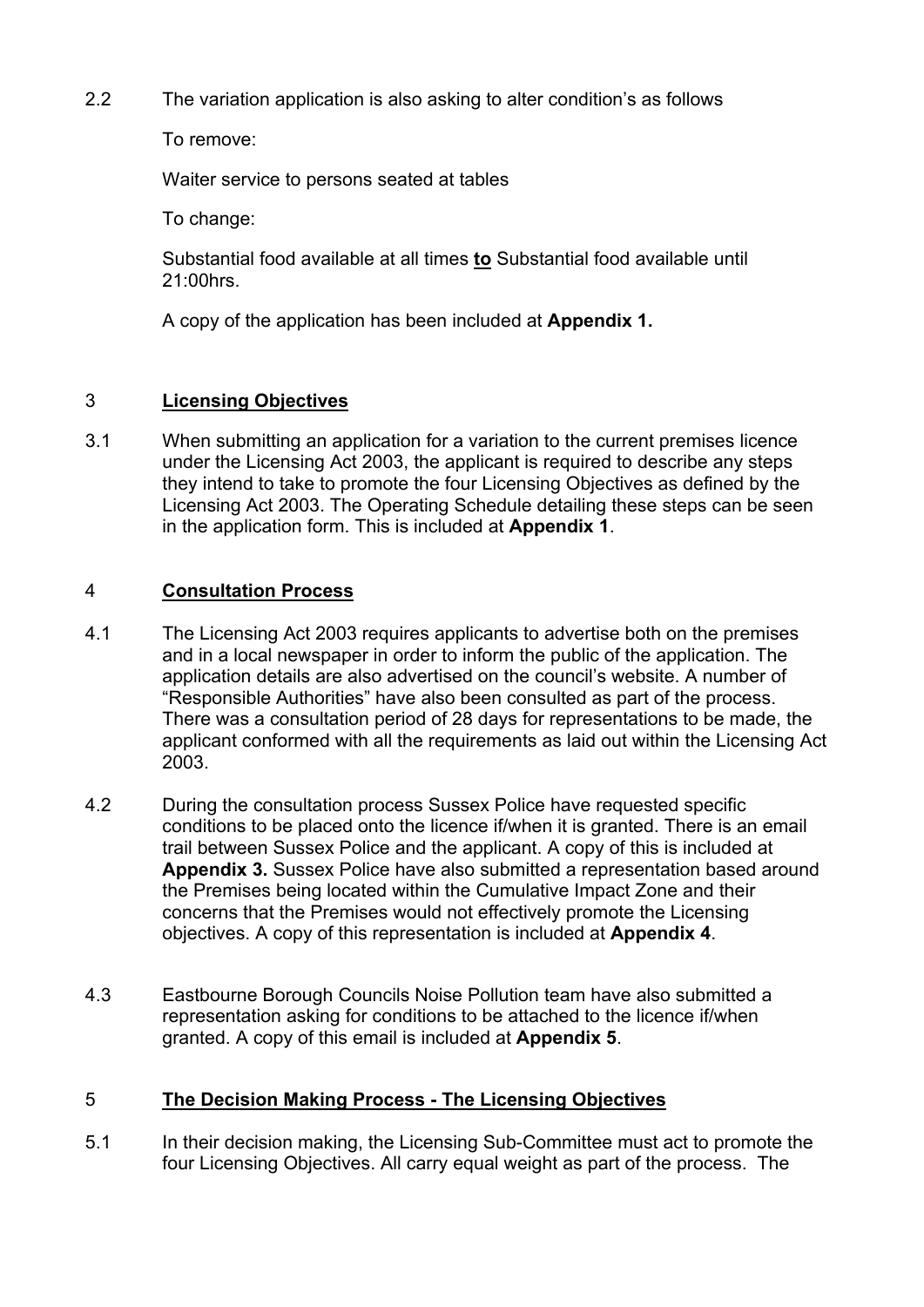2.2 The variation application is also asking to alter condition's as follows

To remove:

Waiter service to persons seated at tables

To change:

Substantial food available at all times **to** Substantial food available until 21:00hrs.

A copy of the application has been included at **Appendix 1.**

## 3 **Licensing Objectives**

3.1 When submitting an application for a variation to the current premises licence under the Licensing Act 2003, the applicant is required to describe any steps they intend to take to promote the four Licensing Objectives as defined by the Licensing Act 2003. The Operating Schedule detailing these steps can be seen in the application form. This is included at **Appendix 1**.

## 4 **Consultation Process**

4.1 The Licensing Act 2003 requires applicants to advertise both on the premises and in a local newspaper in order to inform the public of the application. The application details are also advertised on the council's website. A number of "Responsible Authorities" have also been consulted as part of the process. There was a consultation period of 28 days for representations to be made, the applicant conformed with all the requirements as laid out within the Licensing Act 2003.

4.2 During the consultation process Sussex Police have requested specific conditions to be placed onto the licence if/when it is granted. There is an email trail between Sussex Police and the applicant. A copy of this is included at **Appendix 3.** Sussex Police have also submitted a representation based around the Premises being located within the Cumulative Impact Zone and their concerns that the Premises would not effectively promote the Licensing objectives. A copy of this representation is included at **Appendix 4**.

4.3 Eastbourne Borough Councils Noise Pollution team have also submitted a representation asking for conditions to be attached to the licence if/when granted. A copy of this email is included at **Appendix 5**.

## 5 **The Decision Making Process - The Licensing Objectives**

5.1 In their decision making, the Licensing Sub-Committee must act to promote the four Licensing Objectives. All carry equal weight as part of the process. The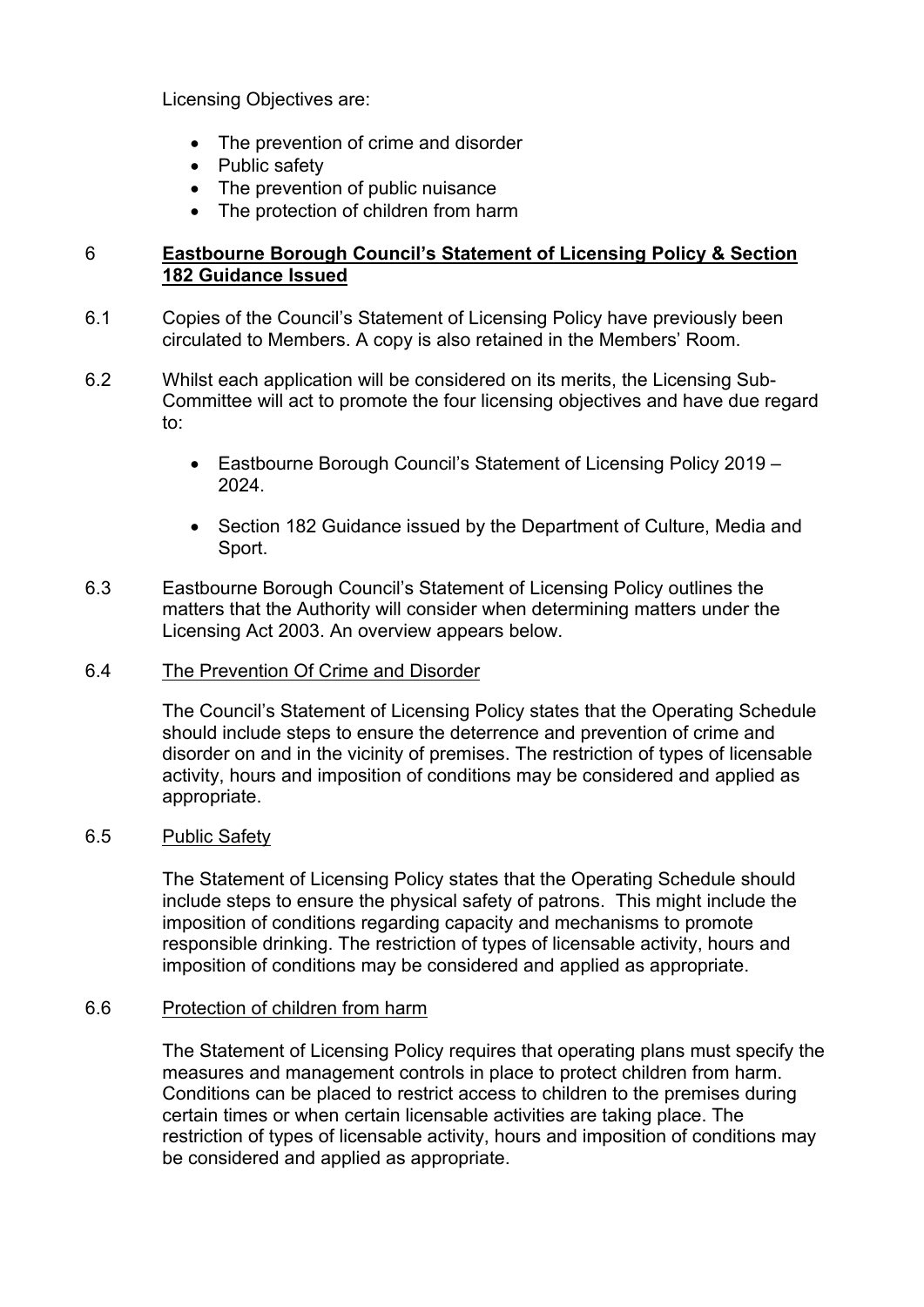Licensing Objectives are:

- The prevention of crime and disorder
- Public safety
- The prevention of public nuisance
- The protection of children from harm

## 6 Eastbourne Borough Council's Statement of Licensing Policy & Section 182 Guidance Issued

6.1 Copies of the Council's Statement of Licensing Policy have previously been circulated to Members. A copy is also retained in the Members' Room.

6.2 Whilst each application will be considered on its merits, the Licensing Sub-Committee will act to promote the four licensing objectives and have due regard to:

- Eastbourne Borough Council's Statement of Licensing Policy 2019 – 2024.
- Section 182 Guidance issued by the Department of Culture, Media and Sport.

6.3 Eastbourne Borough Council's Statement of Licensing Policy outlines the matters that the Authority will consider when determining matters under the Licensing Act 2003. An overview appears below.

6.4 The Prevention Of Crime and Disorder

The Council's Statement of Licensing Policy states that the Operating Schedule should include steps to ensure the deterrence and prevention of crime and disorder on and in the vicinity of premises. The restriction of types of licensable activity, hours and imposition of conditions may be considered and applied as appropriate.

6.5 Public Safety

The Statement of Licensing Policy states that the Operating Schedule should include steps to ensure the physical safety of patrons. This might include the imposition of conditions regarding capacity and mechanisms to promote responsible drinking. The restriction of types of licensable activity, hours and imposition of conditions may be considered and applied as appropriate.

6.6 Protection of children from harm

The Statement of Licensing Policy requires that operating plans must specify the measures and management controls in place to protect children from harm. Conditions can be placed to restrict access to children to the premises during certain times or when certain licensable activities are taking place. The restriction of types of licensable activity, hours and imposition of conditions may be considered and applied as appropriate.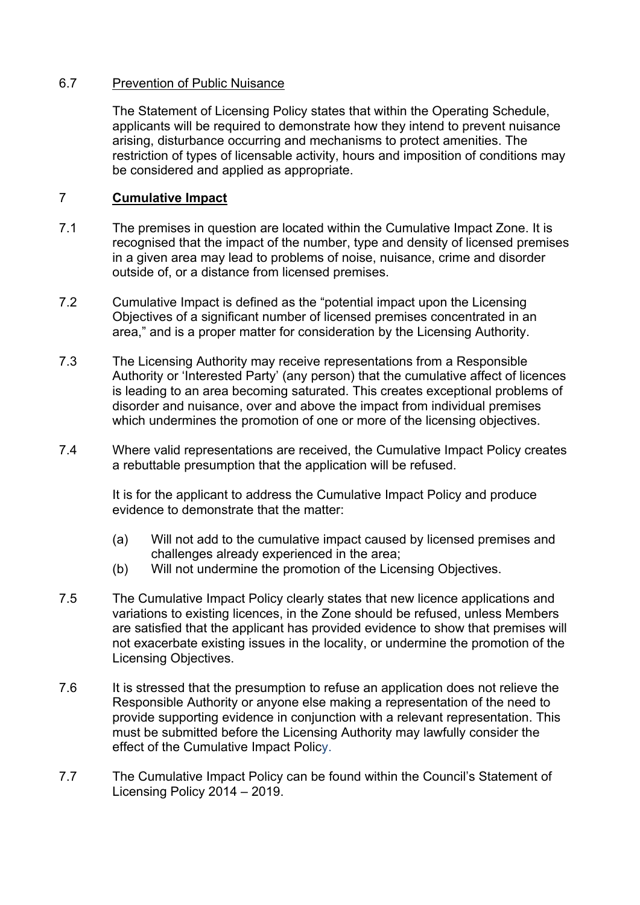6.7 Prevention of Public Nuisance

The Statement of Licensing Policy states that within the Operating Schedule, applicants will be required to demonstrate how they intend to prevent nuisance arising, disturbance occurring and mechanisms to protect amenities. The restriction of types of licensable activity, hours and imposition of conditions may be considered and applied as appropriate.

## 7 **Cumulative Impact**

7.1 The premises in question are located within the Cumulative Impact Zone. It is recognised that the impact of the number, type and density of licensed premises in a given area may lead to problems of noise, nuisance, crime and disorder outside of, or a distance from licensed premises.

7.2 Cumulative Impact is defined as the "potential impact upon the Licensing Objectives of a significant number of licensed premises concentrated in an area," and is a proper matter for consideration by the Licensing Authority.

7.3 The Licensing Authority may receive representations from a Responsible Authority or 'Interested Party' (any person) that the cumulative affect of licences is leading to an area becoming saturated. This creates exceptional problems of disorder and nuisance, over and above the impact from individual premises which undermines the promotion of one or more of the licensing objectives.

7.4 Where valid representations are received, the Cumulative Impact Policy creates a rebuttable presumption that the application will be refused.

It is for the applicant to address the Cumulative Impact Policy and produce evidence to demonstrate that the matter:

(a) Will not add to the cumulative impact caused by licensed premises and challenges already experienced in the area;
(b) Will not undermine the promotion of the Licensing Objectives.

7.5 The Cumulative Impact Policy clearly states that new licence applications and variations to existing licences, in the Zone should be refused, unless Members are satisfied that the applicant has provided evidence to show that premises will not exacerbate existing issues in the locality, or undermine the promotion of the Licensing Objectives.

7.6 It is stressed that the presumption to refuse an application does not relieve the Responsible Authority or anyone else making a representation of the need to provide supporting evidence in conjunction with a relevant representation. This must be submitted before the Licensing Authority may lawfully consider the effect of the Cumulative Impact Policy.

7.7 The Cumulative Impact Policy can be found within the Council's Statement of Licensing Policy 2014 – 2019.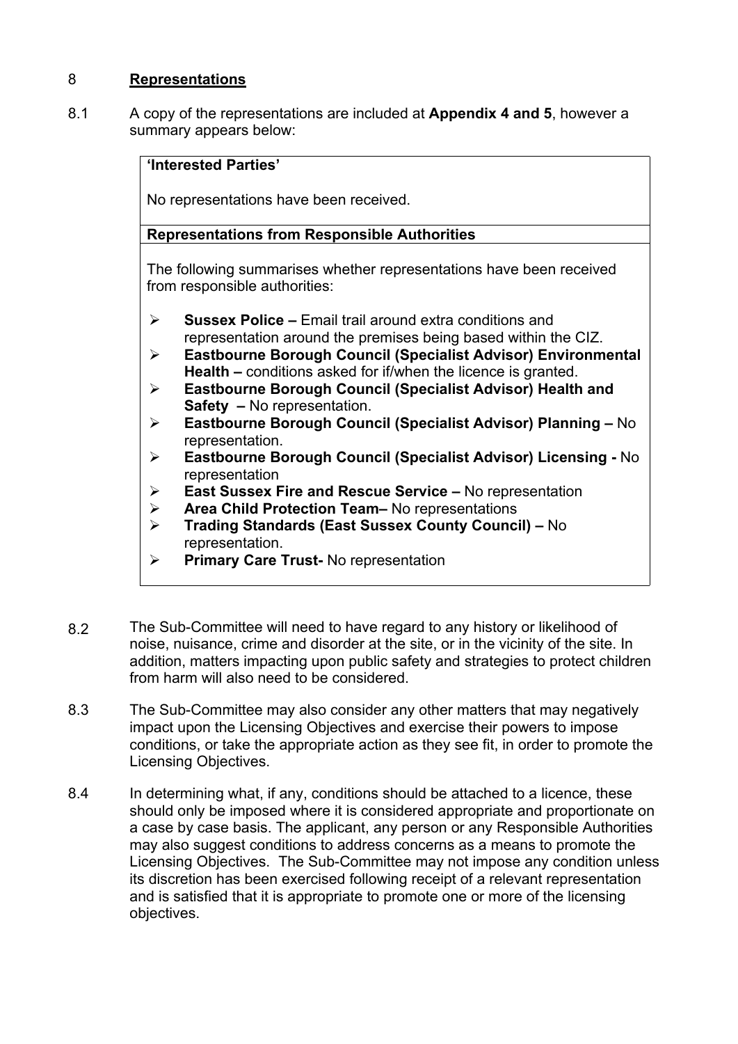## 8 Representations

8.1 A copy of the representations are included at **Appendix 4 and 5**, however a summary appears below:

**'Interested Parties'**

No representations have been received.

**Representations from Responsible Authorities**

The following summarises whether representations have been received from responsible authorities:

- **Sussex Police –** Email trail around extra conditions and representation around the premises being based within the CIZ.
- **Eastbourne Borough Council (Specialist Advisor) Environmental Health –** conditions asked for if/when the licence is granted.
- **Eastbourne Borough Council (Specialist Advisor) Health and Safety –** No representation.
- **Eastbourne Borough Council (Specialist Advisor) Planning –** No representation.
- **Eastbourne Borough Council (Specialist Advisor) Licensing -** No representation
- **East Sussex Fire and Rescue Service –** No representation
- **Area Child Protection Team–** No representations
- **Trading Standards (East Sussex County Council) –** No representation.
- **Primary Care Trust-** No representation

8.2 The Sub-Committee will need to have regard to any history or likelihood of noise, nuisance, crime and disorder at the site, or in the vicinity of the site. In addition, matters impacting upon public safety and strategies to protect children from harm will also need to be considered.

8.3 The Sub-Committee may also consider any other matters that may negatively impact upon the Licensing Objectives and exercise their powers to impose conditions, or take the appropriate action as they see fit, in order to promote the Licensing Objectives.

8.4 In determining what, if any, conditions should be attached to a licence, these should only be imposed where it is considered appropriate and proportionate on a case by case basis. The applicant, any person or any Responsible Authorities may also suggest conditions to address concerns as a means to promote the Licensing Objectives. The Sub-Committee may not impose any condition unless its discretion has been exercised following receipt of a relevant representation and is satisfied that it is appropriate to promote one or more of the licensing objectives.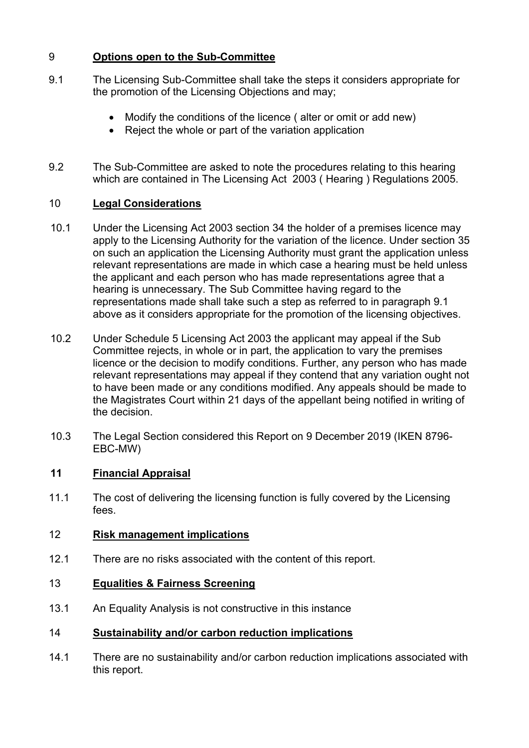## 9 Options open to the Sub-Committee

9.1 The Licensing Sub-Committee shall take the steps it considers appropriate for the promotion of the Licensing Objections and may;

- Modify the conditions of the licence ( alter or omit or add new)
- Reject the whole or part of the variation application

9.2 The Sub-Committee are asked to note the procedures relating to this hearing which are contained in The Licensing Act 2003 ( Hearing ) Regulations 2005.

## 10 Legal Considerations

10.1 Under the Licensing Act 2003 section 34 the holder of a premises licence may apply to the Licensing Authority for the variation of the licence. Under section 35 on such an application the Licensing Authority must grant the application unless relevant representations are made in which case a hearing must be held unless the applicant and each person who has made representations agree that a hearing is unnecessary. The Sub Committee having regard to the representations made shall take such a step as referred to in paragraph 9.1 above as it considers appropriate for the promotion of the licensing objectives.

10.2 Under Schedule 5 Licensing Act 2003 the applicant may appeal if the Sub Committee rejects, in whole or in part, the application to vary the premises licence or the decision to modify conditions. Further, any person who has made relevant representations may appeal if they contend that any variation ought not to have been made or any conditions modified. Any appeals should be made to the Magistrates Court within 21 days of the appellant being notified in writing of the decision.

10.3 The Legal Section considered this Report on 9 December 2019 (IKEN 8796-EBC-MW)

## 11 Financial Appraisal

11.1 The cost of delivering the licensing function is fully covered by the Licensing fees.

## 12 Risk management implications

12.1 There are no risks associated with the content of this report.

## 13 Equalities & Fairness Screening

13.1 An Equality Analysis is not constructive in this instance

## 14 Sustainability and/or carbon reduction implications

14.1 There are no sustainability and/or carbon reduction implications associated with this report.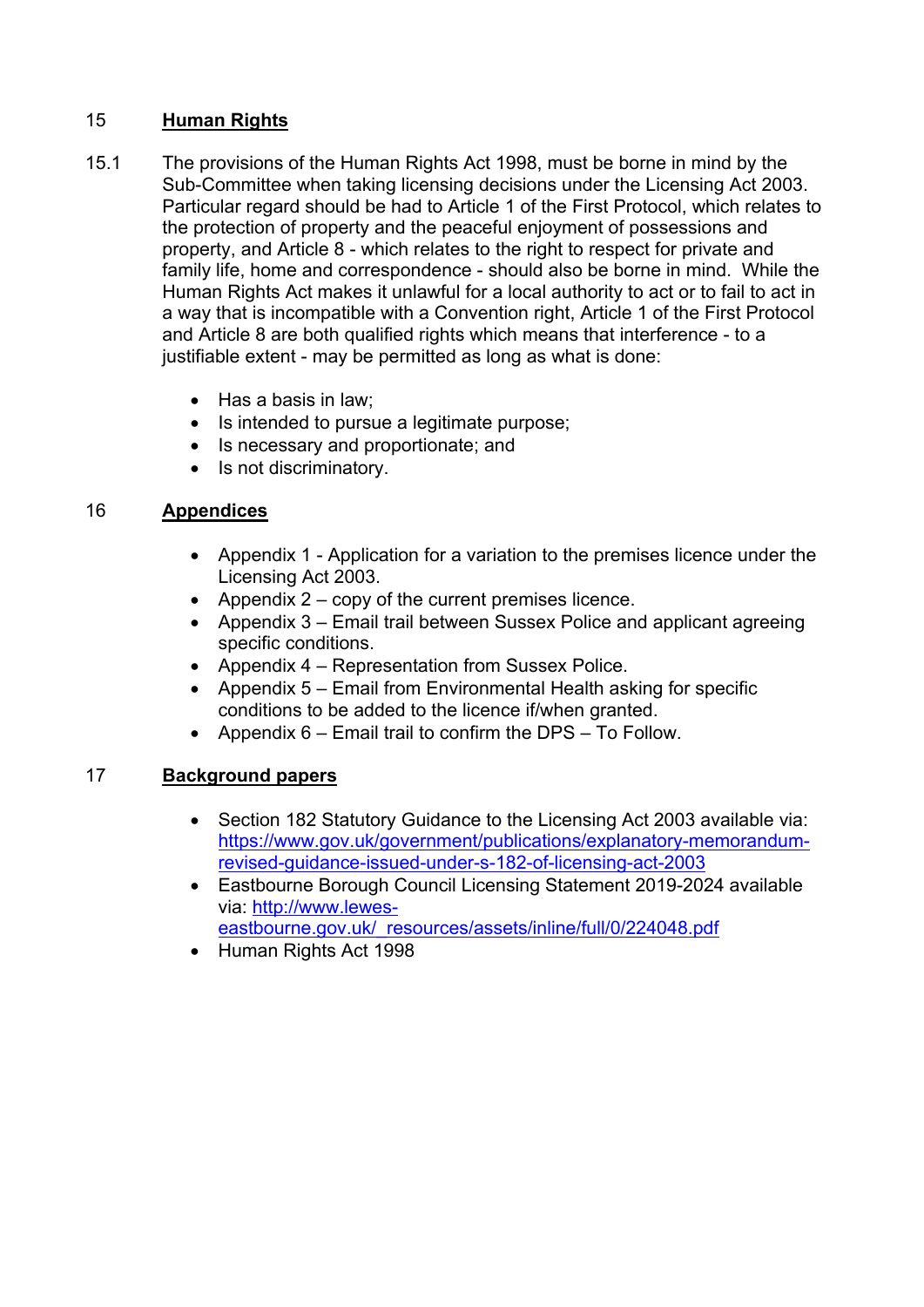## 15 Human Rights

15.1 The provisions of the Human Rights Act 1998, must be borne in mind by the Sub-Committee when taking licensing decisions under the Licensing Act 2003. Particular regard should be had to Article 1 of the First Protocol, which relates to the protection of property and the peaceful enjoyment of possessions and property, and Article 8 - which relates to the right to respect for private and family life, home and correspondence - should also be borne in mind. While the Human Rights Act makes it unlawful for a local authority to act or to fail to act in a way that is incompatible with a Convention right, Article 1 of the First Protocol and Article 8 are both qualified rights which means that interference - to a justifiable extent - may be permitted as long as what is done:

- Has a basis in law;
- Is intended to pursue a legitimate purpose;
- Is necessary and proportionate; and
- Is not discriminatory.

## 16 Appendices

- Appendix 1 - Application for a variation to the premises licence under the Licensing Act 2003.
- Appendix 2 – copy of the current premises licence.
- Appendix 3 – Email trail between Sussex Police and applicant agreeing specific conditions.
- Appendix 4 – Representation from Sussex Police.
- Appendix 5 – Email from Environmental Health asking for specific conditions to be added to the licence if/when granted.
- Appendix 6 – Email trail to confirm the DPS – To Follow.

## 17 Background papers

- Section 182 Statutory Guidance to the Licensing Act 2003 available via: https://www.gov.uk/government/publications/explanatory-memorandum-revised-guidance-issued-under-s-182-of-licensing-act-2003
- Eastbourne Borough Council Licensing Statement 2019-2024 available via: http://www.lewes-eastbourne.gov.uk/_resources/assets/inline/full/0/224048.pdf
- Human Rights Act 1998